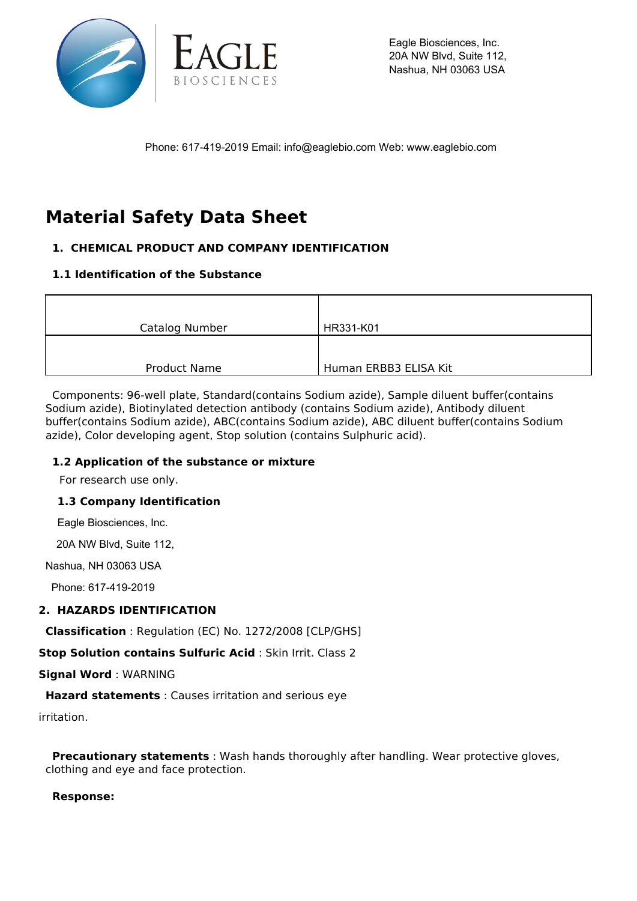Eagle Biosciences, Inc.
20A NW Blvd, Suite 112,
Nashua, NH 03063 USA

Phone: 617-419-2019 Email: info@eaglebio.com Web: www.eaglebio.com

# Material Safety Data Sheet

## 1. CHEMICAL PRODUCT AND COMPANY IDENTIFICATION

### 1.1 Identification of the Substance

| Catalog Number | HR331-K01 |
|---|---|
| Product Name | Human ERBB3 ELISA Kit |

Components: 96-well plate, Standard(contains Sodium azide), Sample diluent buffer(contains Sodium azide), Biotinylated detection antibody (contains Sodium azide), Antibody diluent buffer(contains Sodium azide), ABC(contains Sodium azide), ABC diluent buffer(contains Sodium azide), Color developing agent, Stop solution (contains Sulphuric acid).

### 1.2 Application of the substance or mixture

For research use only.

### 1.3 Company Identification

Eagle Biosciences, Inc.

20A NW Blvd, Suite 112,

Nashua, NH 03063 USA

Phone: 617-419-2019

## 2. HAZARDS IDENTIFICATION

**Classification** : Regulation (EC) No. 1272/2008 [CLP/GHS]

**Stop Solution contains Sulfuric Acid** : Skin Irrit. Class 2

**Signal Word** : WARNING

**Hazard statements** : Causes irritation and serious eye irritation.

**Precautionary statements** : Wash hands thoroughly after handling. Wear protective gloves, clothing and eye and face protection.

**Response:**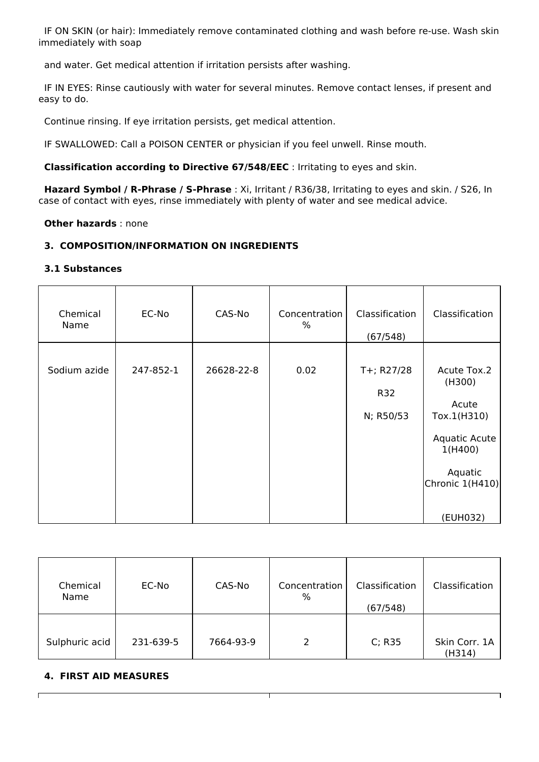IF ON SKIN (or hair): Immediately remove contaminated clothing and wash before re-use. Wash skin immediately with soap

and water. Get medical attention if irritation persists after washing.

IF IN EYES: Rinse cautiously with water for several minutes. Remove contact lenses, if present and easy to do.

Continue rinsing. If eye irritation persists, get medical attention.

IF SWALLOWED: Call a POISON CENTER or physician if you feel unwell. Rinse mouth.

**Classification according to Directive 67/548/EEC** : Irritating to eyes and skin.

**Hazard Symbol / R-Phrase / S-Phrase** : Xi, Irritant / R36/38, Irritating to eyes and skin. / S26, In case of contact with eyes, rinse immediately with plenty of water and see medical advice.

**Other hazards** : none

## 3. COMPOSITION/INFORMATION ON INGREDIENTS

### 3.1 Substances

| Chemical Name | EC-No | CAS-No | Concentration % | Classification (67/548) | Classification |
|---|---|---|---|---|---|
| Sodium azide | 247-852-1 | 26628-22-8 | 0.02 | T+; R27/28<br>R32<br>N; R50/53 | Acute Tox.2 (H300)<br>Acute Tox.1(H310)<br>Aquatic Acute 1(H400)<br>Aquatic Chronic 1(H410)<br>(EUH032) |

| Chemical Name | EC-No | CAS-No | Concentration % | Classification (67/548) | Classification |
|---|---|---|---|---|---|
| Sulphuric acid | 231-639-5 | 7664-93-9 | 2 | C; R35 | Skin Corr. 1A (H314) |

## 4. FIRST AID MEASURES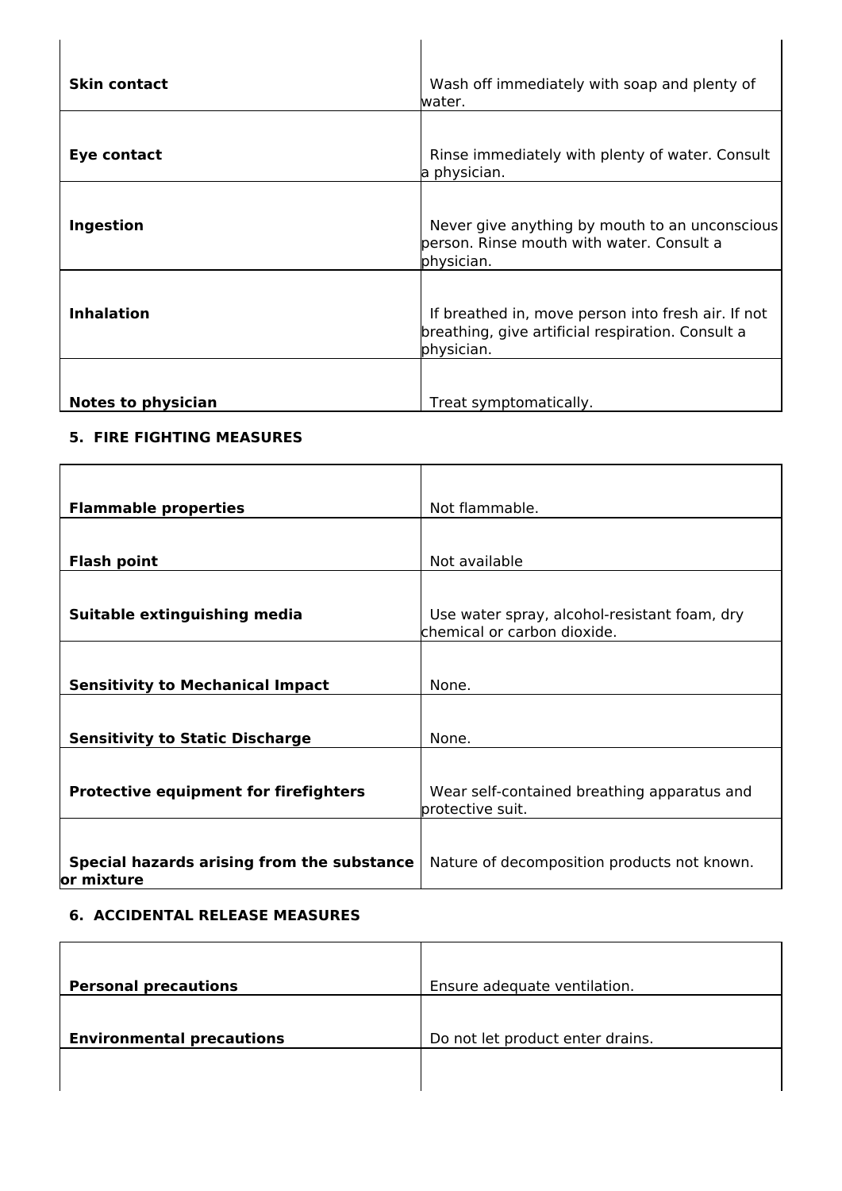| | |
|---|---|
| **Skin contact** | Wash off immediately with soap and plenty of water. |
| **Eye contact** | Rinse immediately with plenty of water. Consult a physician. |
| **Ingestion** | Never give anything by mouth to an unconscious person. Rinse mouth with water. Consult a physician. |
| **Inhalation** | If breathed in, move person into fresh air. If not breathing, give artificial respiration. Consult a physician. |
| **Notes to physician** | Treat symptomatically. |

### 5. FIRE FIGHTING MEASURES

| | |
|---|---|
| **Flammable properties** | Not flammable. |
| **Flash point** | Not available |
| **Suitable extinguishing media** | Use water spray, alcohol-resistant foam, dry chemical or carbon dioxide. |
| **Sensitivity to Mechanical Impact** | None. |
| **Sensitivity to Static Discharge** | None. |
| **Protective equipment for firefighters** | Wear self-contained breathing apparatus and protective suit. |
| **Special hazards arising from the substance or mixture** | Nature of decomposition products not known. |

### 6. ACCIDENTAL RELEASE MEASURES

| | |
|---|---|
| **Personal precautions** | Ensure adequate ventilation. |
| **Environmental precautions** | Do not let product enter drains. |
| | |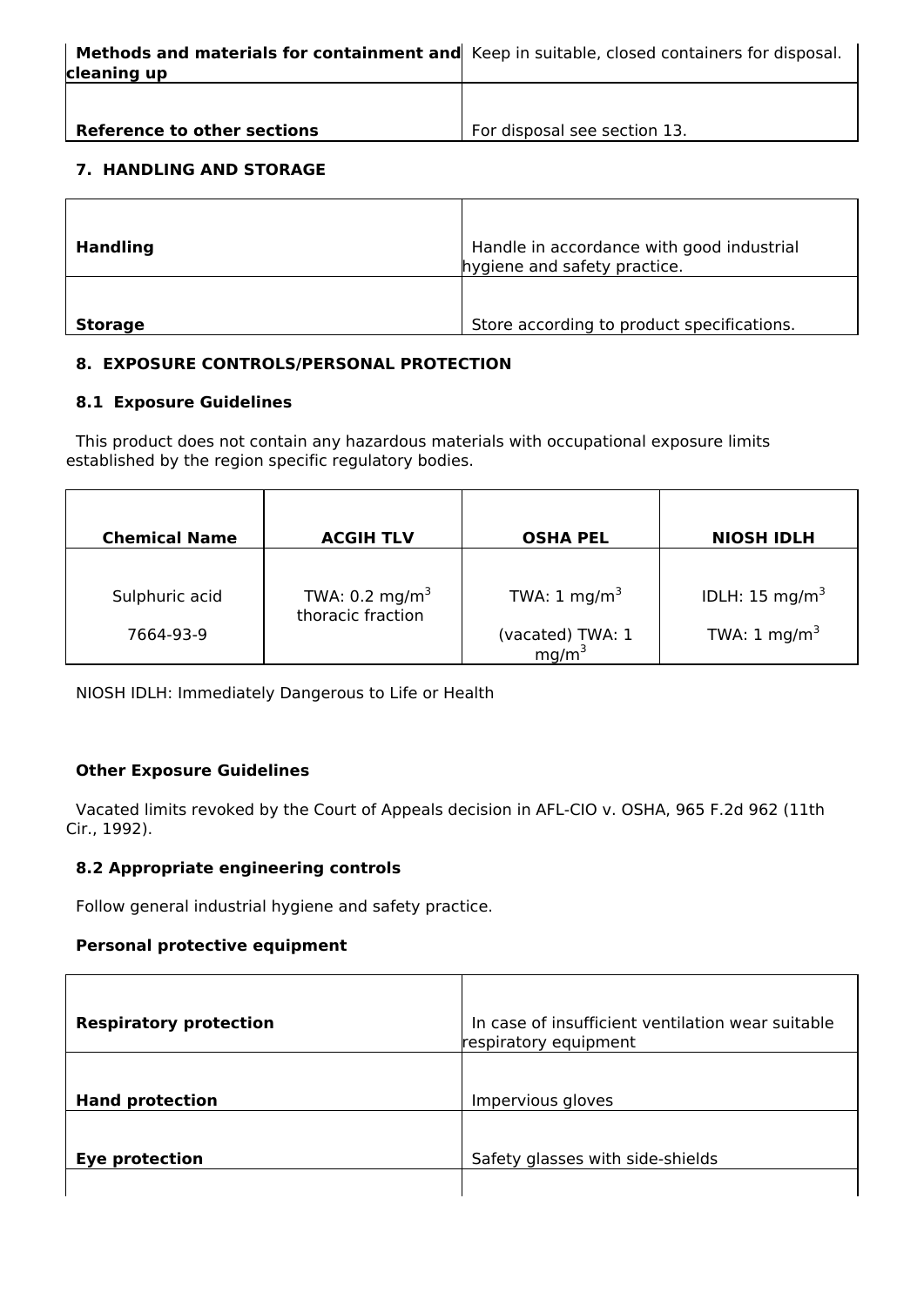| | |
|---|---|
| **Methods and materials for containment and cleaning up** | Keep in suitable, closed containers for disposal. |
| **Reference to other sections** | For disposal see section 13. |

## 7. HANDLING AND STORAGE

| | |
|---|---|
| **Handling** | Handle in accordance with good industrial hygiene and safety practice. |
| **Storage** | Store according to product specifications. |

## 8. EXPOSURE CONTROLS/PERSONAL PROTECTION

### 8.1 Exposure Guidelines

This product does not contain any hazardous materials with occupational exposure limits established by the region specific regulatory bodies.

| Chemical Name | ACGIH TLV | OSHA PEL | NIOSH IDLH |
|---|---|---|---|
| Sulphuric acid<br>7664-93-9 | TWA: 0.2 mg/m$^3$ thoracic fraction | TWA: 1 mg/m$^3$<br>(vacated) TWA: 1 mg/m$^3$ | IDLH: 15 mg/m$^3$<br>TWA: 1 mg/m$^3$ |

NIOSH IDLH: Immediately Dangerous to Life or Health

**Other Exposure Guidelines**

Vacated limits revoked by the Court of Appeals decision in AFL-CIO v. OSHA, 965 F.2d 962 (11th Cir., 1992).

### 8.2 Appropriate engineering controls

Follow general industrial hygiene and safety practice.

**Personal protective equipment**

| | |
|---|---|
| **Respiratory protection** | In case of insufficient ventilation wear suitable respiratory equipment |
| **Hand protection** | Impervious gloves |
| **Eye protection** | Safety glasses with side-shields |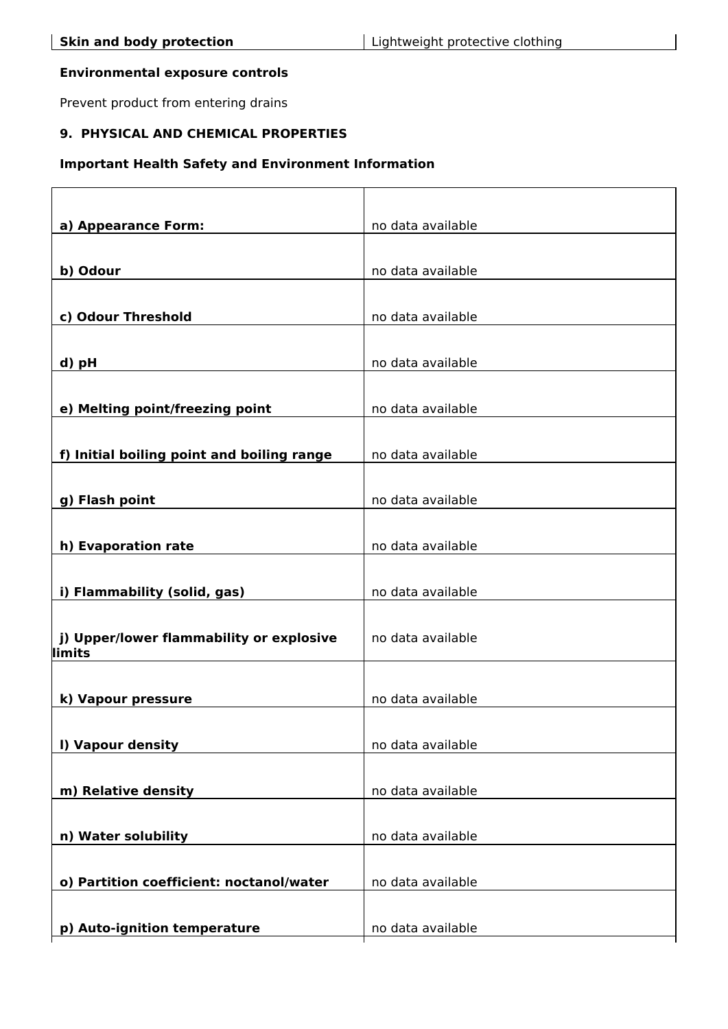| Skin and body protection | Lightweight protective clothing |
|---|---|

**Environmental exposure controls**

Prevent product from entering drains

## 9. PHYSICAL AND CHEMICAL PROPERTIES

**Important Health Safety and Environment Information**

| | |
|---|---|
| **a) Appearance Form:** | no data available |
| **b) Odour** | no data available |
| **c) Odour Threshold** | no data available |
| **d) pH** | no data available |
| **e) Melting point/freezing point** | no data available |
| **f) Initial boiling point and boiling range** | no data available |
| **g) Flash point** | no data available |
| **h) Evaporation rate** | no data available |
| **i) Flammability (solid, gas)** | no data available |
| **j) Upper/lower flammability or explosive limits** | no data available |
| **k) Vapour pressure** | no data available |
| **l) Vapour density** | no data available |
| **m) Relative density** | no data available |
| **n) Water solubility** | no data available |
| **o) Partition coefficient: noctanol/water** | no data available |
| **p) Auto-ignition temperature** | no data available |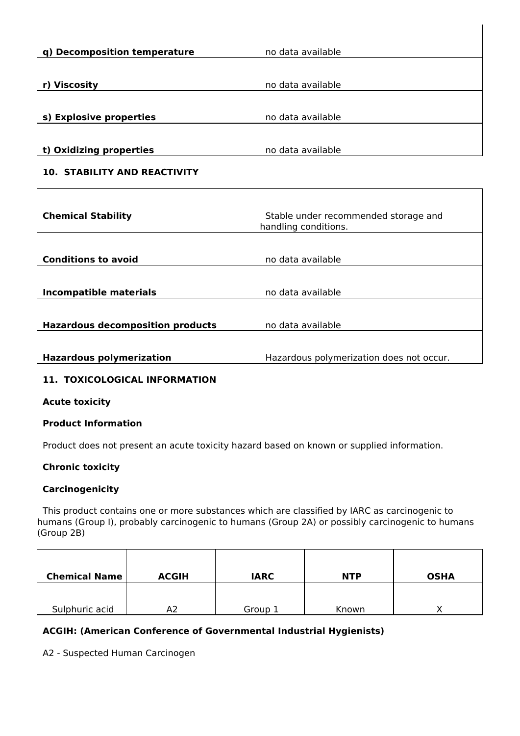| | |
|---|---|
| **q) Decomposition temperature** | no data available |
| **r) Viscosity** | no data available |
| **s) Explosive properties** | no data available |
| **t) Oxidizing properties** | no data available |

## 10. STABILITY AND REACTIVITY

| | |
|---|---|
| **Chemical Stability** | Stable under recommended storage and handling conditions. |
| **Conditions to avoid** | no data available |
| **Incompatible materials** | no data available |
| **Hazardous decomposition products** | no data available |
| **Hazardous polymerization** | Hazardous polymerization does not occur. |

## 11. TOXICOLOGICAL INFORMATION

**Acute toxicity**

**Product Information**

Product does not present an acute toxicity hazard based on known or supplied information.

**Chronic toxicity**

**Carcinogenicity**

This product contains one or more substances which are classified by IARC as carcinogenic to humans (Group I), probably carcinogenic to humans (Group 2A) or possibly carcinogenic to humans (Group 2B)

| Chemical Name | ACGIH | IARC | NTP | OSHA |
|---|---|---|---|---|
| Sulphuric acid | A2 | Group 1 | Known | X |

**ACGIH: (American Conference of Governmental Industrial Hygienists)**

A2 - Suspected Human Carcinogen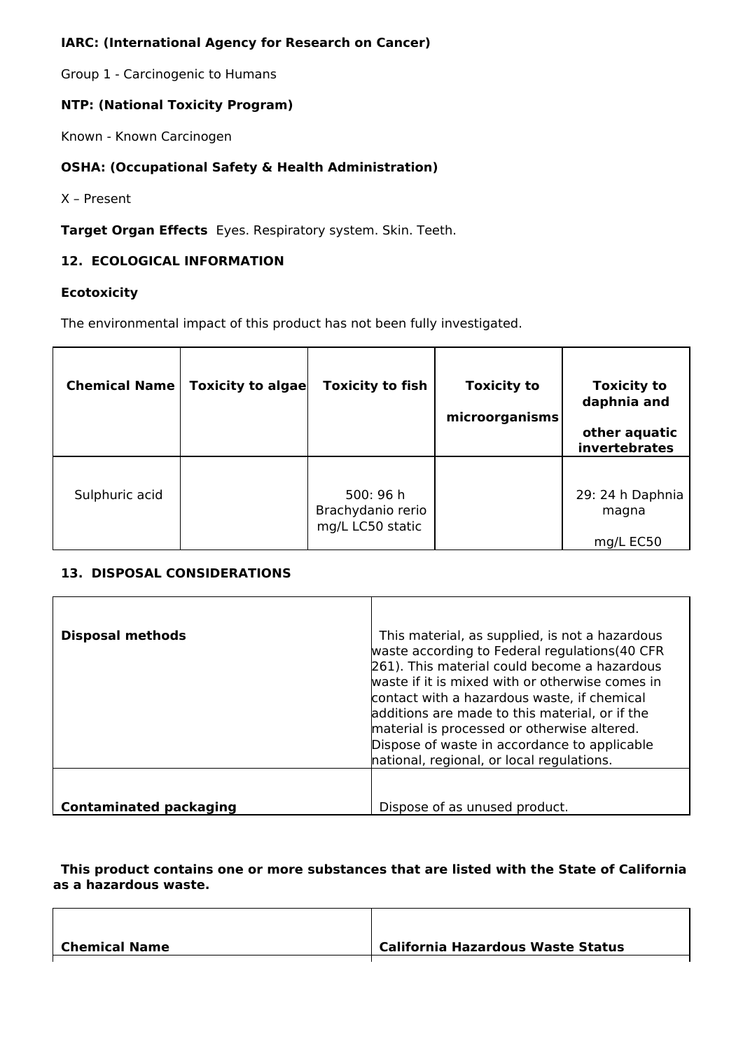**IARC: (International Agency for Research on Cancer)**

Group 1 - Carcinogenic to Humans

**NTP: (National Toxicity Program)**

Known - Known Carcinogen

**OSHA: (Occupational Safety & Health Administration)**

X – Present

**Target Organ Effects** Eyes. Respiratory system. Skin. Teeth.

## 12. ECOLOGICAL INFORMATION

**Ecotoxicity**

The environmental impact of this product has not been fully investigated.

| Chemical Name | Toxicity to algae | Toxicity to fish | Toxicity to microorganisms | Toxicity to daphnia and other aquatic invertebrates |
|---|---|---|---|---|
| Sulphuric acid | | 500: 96 h Brachydanio rerio mg/L LC50 static | | 29: 24 h Daphnia magna mg/L EC50 |

## 13. DISPOSAL CONSIDERATIONS

| | |
|---|---|
| **Disposal methods** | This material, as supplied, is not a hazardous waste according to Federal regulations(40 CFR 261). This material could become a hazardous waste if it is mixed with or otherwise comes in contact with a hazardous waste, if chemical additions are made to this material, or if the material is processed or otherwise altered. Dispose of waste in accordance to applicable national, regional, or local regulations. |
| **Contaminated packaging** | Dispose of as unused product. |

**This product contains one or more substances that are listed with the State of California as a hazardous waste.**

| Chemical Name | California Hazardous Waste Status |
|---|---|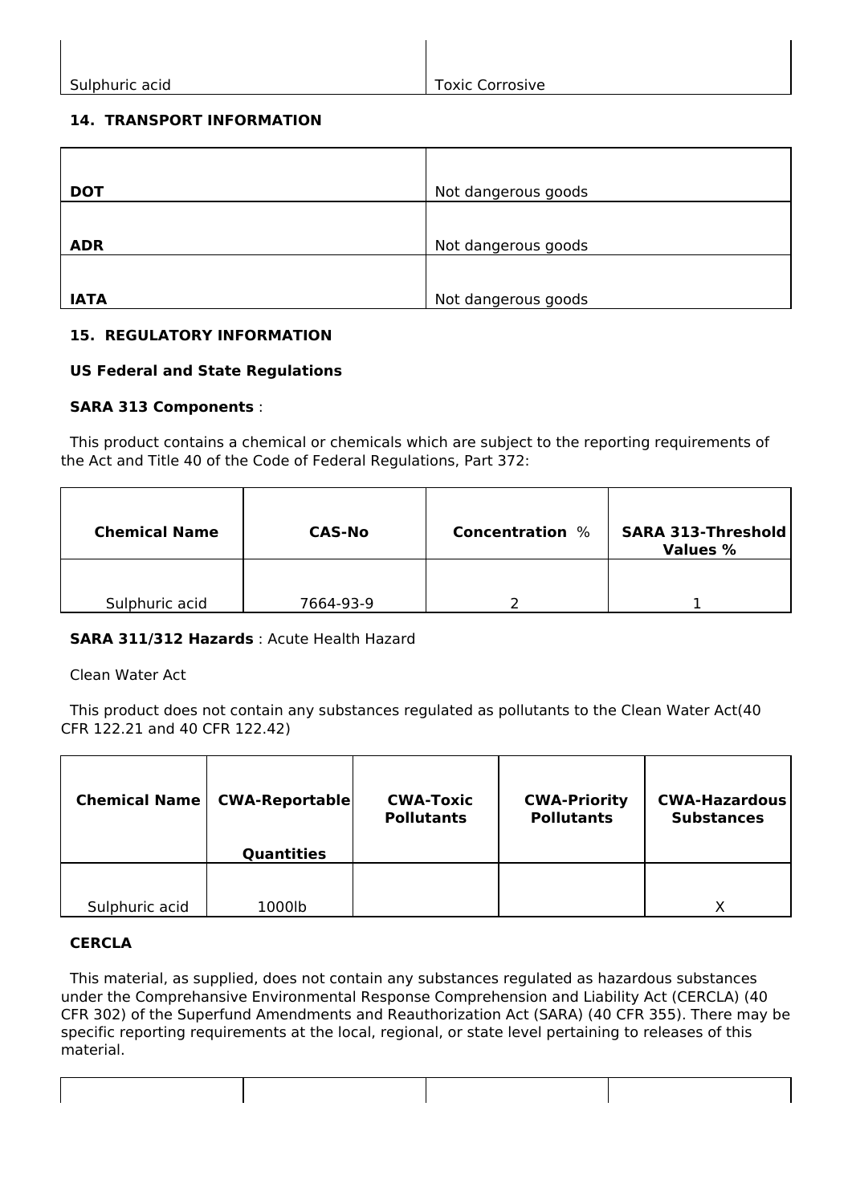| Sulphuric acid | Toxic Corrosive |
|---|---|

## 14. TRANSPORT INFORMATION

| DOT | Not dangerous goods |
|---|---|
| ADR | Not dangerous goods |
| IATA | Not dangerous goods |

## 15. REGULATORY INFORMATION

**US Federal and State Regulations**

**SARA 313 Components** :

This product contains a chemical or chemicals which are subject to the reporting requirements of the Act and Title 40 of the Code of Federal Regulations, Part 372:

| Chemical Name | CAS-No | Concentration % | SARA 313-Threshold Values % |
|---|---|---|---|
| Sulphuric acid | 7664-93-9 | 2 | 1 |

**SARA 311/312 Hazards** : Acute Health Hazard

Clean Water Act

This product does not contain any substances regulated as pollutants to the Clean Water Act(40 CFR 122.21 and 40 CFR 122.42)

| Chemical Name | CWA-Reportable Quantities | CWA-Toxic Pollutants | CWA-Priority Pollutants | CWA-Hazardous Substances |
|---|---|---|---|---|
| Sulphuric acid | 1000lb | | | X |

**CERCLA**

This material, as supplied, does not contain any substances regulated as hazardous substances under the Comprehansive Environmental Response Comprehension and Liability Act (CERCLA) (40 CFR 302) of the Superfund Amendments and Reauthorization Act (SARA) (40 CFR 355). There may be specific reporting requirements at the local, regional, or state level pertaining to releases of this material.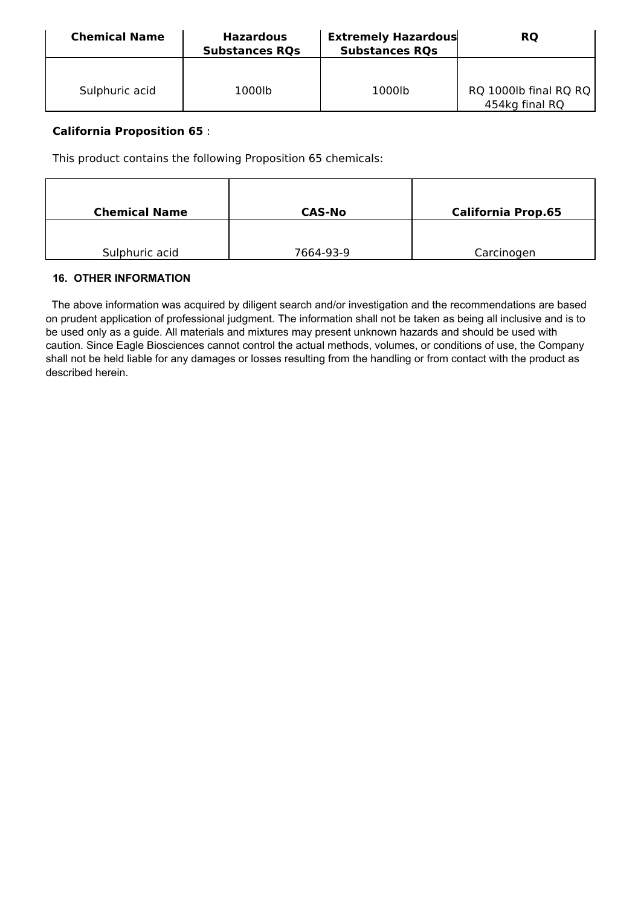| Chemical Name | Hazardous Substances RQs | Extremely Hazardous Substances RQs | RQ |
|---|---|---|---|
| Sulphuric acid | 1000lb | 1000lb | RQ 1000lb final RQ RQ 454kg final RQ |

**California Proposition 65** :

This product contains the following Proposition 65 chemicals:

| Chemical Name | CAS-No | California Prop.65 |
|---|---|---|
| Sulphuric acid | 7664-93-9 | Carcinogen |

## 16. OTHER INFORMATION

The above information was acquired by diligent search and/or investigation and the recommendations are based on prudent application of professional judgment. The information shall not be taken as being all inclusive and is to be used only as a guide. All materials and mixtures may present unknown hazards and should be used with caution. Since Eagle Biosciences cannot control the actual methods, volumes, or conditions of use, the Company shall not be held liable for any damages or losses resulting from the handling or from contact with the product as described herein.